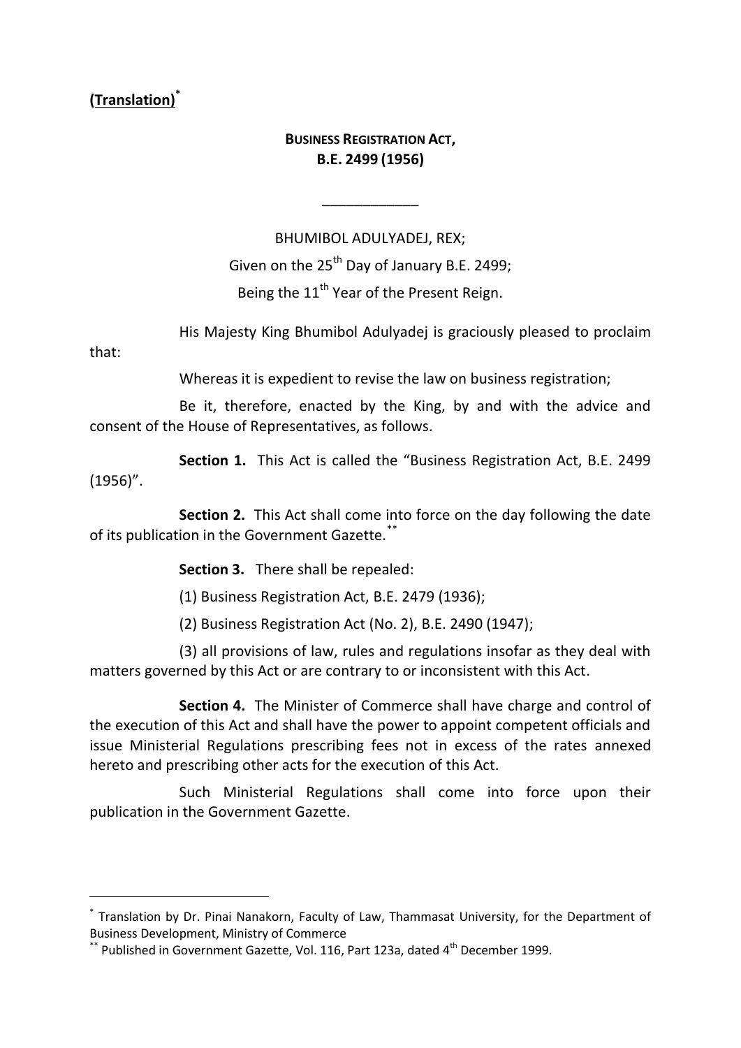**(Translation)**[*]

# BUSINESS REGISTRATION ACT, B.E. 2499 (1956)

\_\_\_\_\_\_\_\_\_\_\_\_

BHUMIBOL ADULYADEJ, REX;

Given on the 25th Day of January B.E. 2499;

Being the 11th Year of the Present Reign.

His Majesty King Bhumibol Adulyadej is graciously pleased to proclaim that:

Whereas it is expedient to revise the law on business registration;

Be it, therefore, enacted by the King, by and with the advice and consent of the House of Representatives, as follows.

**Section 1.** This Act is called the "Business Registration Act, B.E. 2499 (1956)".

**Section 2.** This Act shall come into force on the day following the date of its publication in the Government Gazette.[**]

**Section 3.** There shall be repealed:

(1) Business Registration Act, B.E. 2479 (1936);

(2) Business Registration Act (No. 2), B.E. 2490 (1947);

(3) all provisions of law, rules and regulations insofar as they deal with matters governed by this Act or are contrary to or inconsistent with this Act.

**Section 4.** The Minister of Commerce shall have charge and control of the execution of this Act and shall have the power to appoint competent officials and issue Ministerial Regulations prescribing fees not in excess of the rates annexed hereto and prescribing other acts for the execution of this Act.

Such Ministerial Regulations shall come into force upon their publication in the Government Gazette.

---

[*] Translation by Dr. Pinai Nanakorn, Faculty of Law, Thammasat University, for the Department of Business Development, Ministry of Commerce

[**] Published in Government Gazette, Vol. 116, Part 123a, dated 4th December 1999.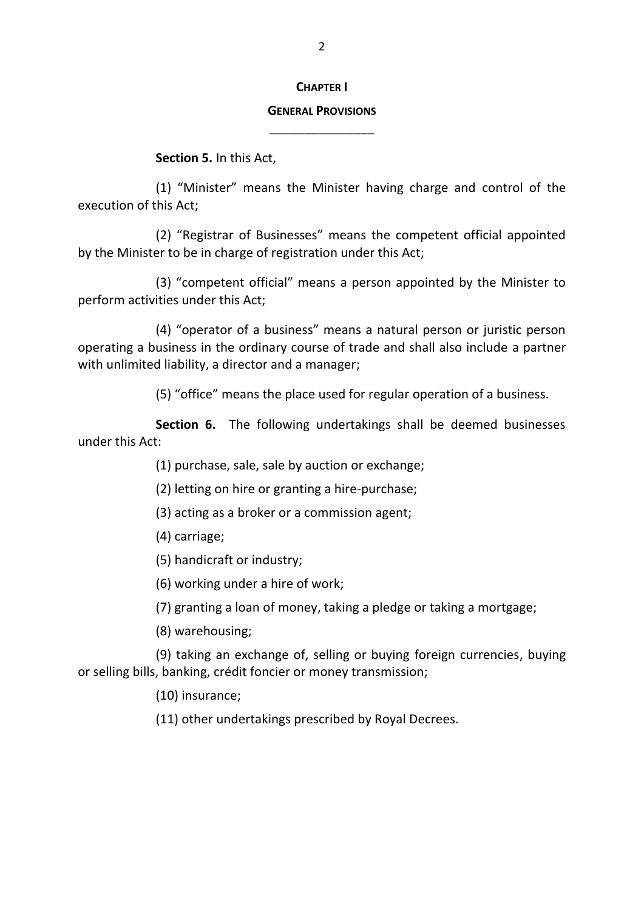## CHAPTER I

## GENERAL PROVISIONS

**Section 5.** In this Act,

(1) "Minister" means the Minister having charge and control of the execution of this Act;

(2) "Registrar of Businesses" means the competent official appointed by the Minister to be in charge of registration under this Act;

(3) "competent official" means a person appointed by the Minister to perform activities under this Act;

(4) "operator of a business" means a natural person or juristic person operating a business in the ordinary course of trade and shall also include a partner with unlimited liability, a director and a manager;

(5) "office" means the place used for regular operation of a business.

**Section 6.** The following undertakings shall be deemed businesses under this Act:

(1) purchase, sale, sale by auction or exchange;

(2) letting on hire or granting a hire-purchase;

(3) acting as a broker or a commission agent;

(4) carriage;

(5) handicraft or industry;

(6) working under a hire of work;

(7) granting a loan of money, taking a pledge or taking a mortgage;

(8) warehousing;

(9) taking an exchange of, selling or buying foreign currencies, buying or selling bills, banking, crédit foncier or money transmission;

(10) insurance;

(11) other undertakings prescribed by Royal Decrees.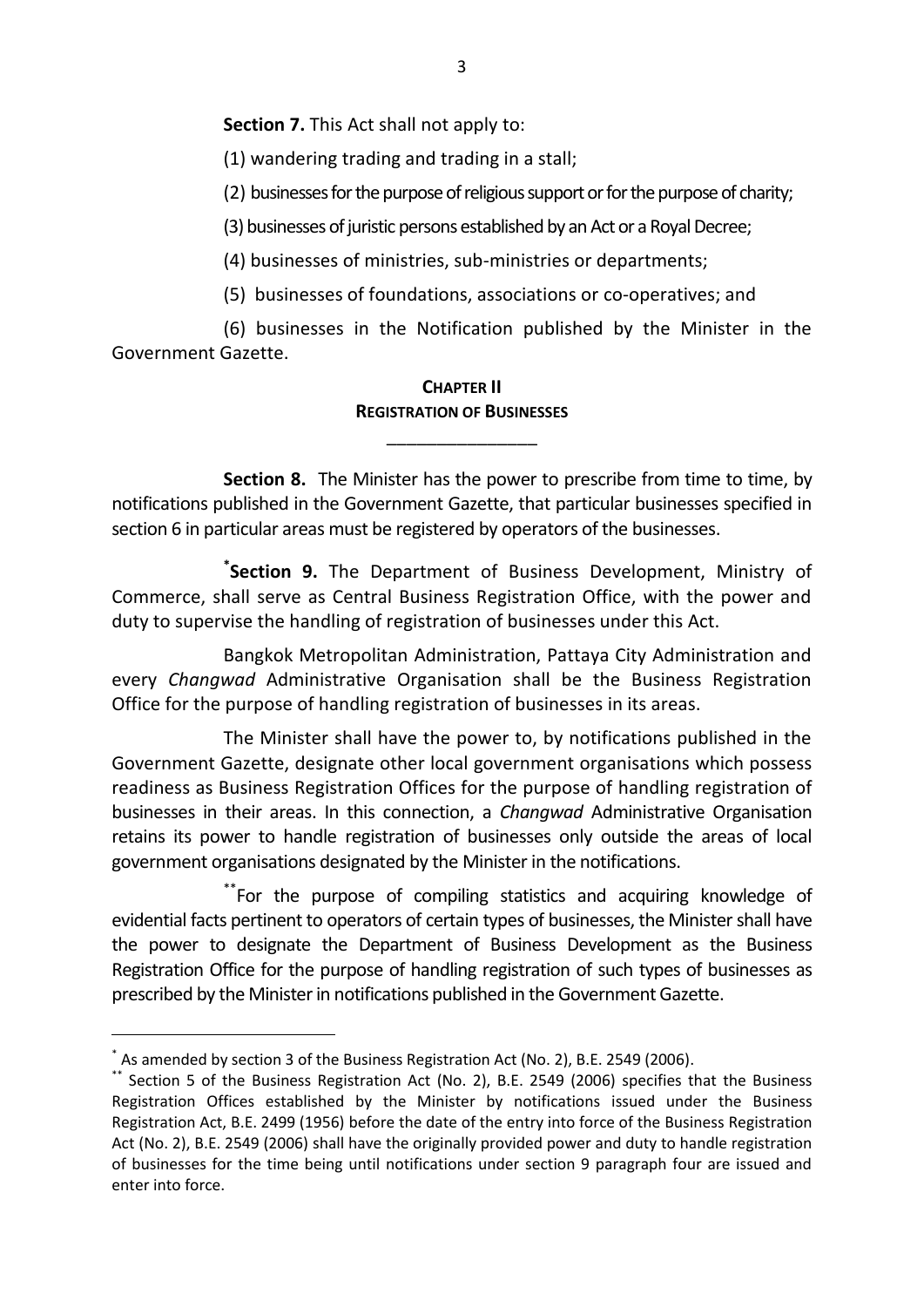**Section 7.** This Act shall not apply to:

(1) wandering trading and trading in a stall;

(2) businesses for the purpose of religious support or for the purpose of charity;

(3) businesses of juristic persons established by an Act or a Royal Decree;

(4) businesses of ministries, sub-ministries or departments;

(5) businesses of foundations, associations or co-operatives; and

(6) businesses in the Notification published by the Minister in the Government Gazette.

## CHAPTER II
## REGISTRATION OF BUSINESSES

\_\_\_\_\_\_\_\_\_\_\_\_\_\_\_\_

**Section 8.** The Minister has the power to prescribe from time to time, by notifications published in the Government Gazette, that particular businesses specified in section 6 in particular areas must be registered by operators of the businesses.

[*]**Section 9.** The Department of Business Development, Ministry of Commerce, shall serve as Central Business Registration Office, with the power and duty to supervise the handling of registration of businesses under this Act.

Bangkok Metropolitan Administration, Pattaya City Administration and every *Changwad* Administrative Organisation shall be the Business Registration Office for the purpose of handling registration of businesses in its areas.

The Minister shall have the power to, by notifications published in the Government Gazette, designate other local government organisations which possess readiness as Business Registration Offices for the purpose of handling registration of businesses in their areas. In this connection, a *Changwad* Administrative Organisation retains its power to handle registration of businesses only outside the areas of local government organisations designated by the Minister in the notifications.

[**]For the purpose of compiling statistics and acquiring knowledge of evidential facts pertinent to operators of certain types of businesses, the Minister shall have the power to designate the Department of Business Development as the Business Registration Office for the purpose of handling registration of such types of businesses as prescribed by the Minister in notifications published in the Government Gazette.

---

[*] As amended by section 3 of the Business Registration Act (No. 2), B.E. 2549 (2006).

[**] Section 5 of the Business Registration Act (No. 2), B.E. 2549 (2006) specifies that the Business Registration Offices established by the Minister by notifications issued under the Business Registration Act, B.E. 2499 (1956) before the date of the entry into force of the Business Registration Act (No. 2), B.E. 2549 (2006) shall have the originally provided power and duty to handle registration of businesses for the time being until notifications under section 9 paragraph four are issued and enter into force.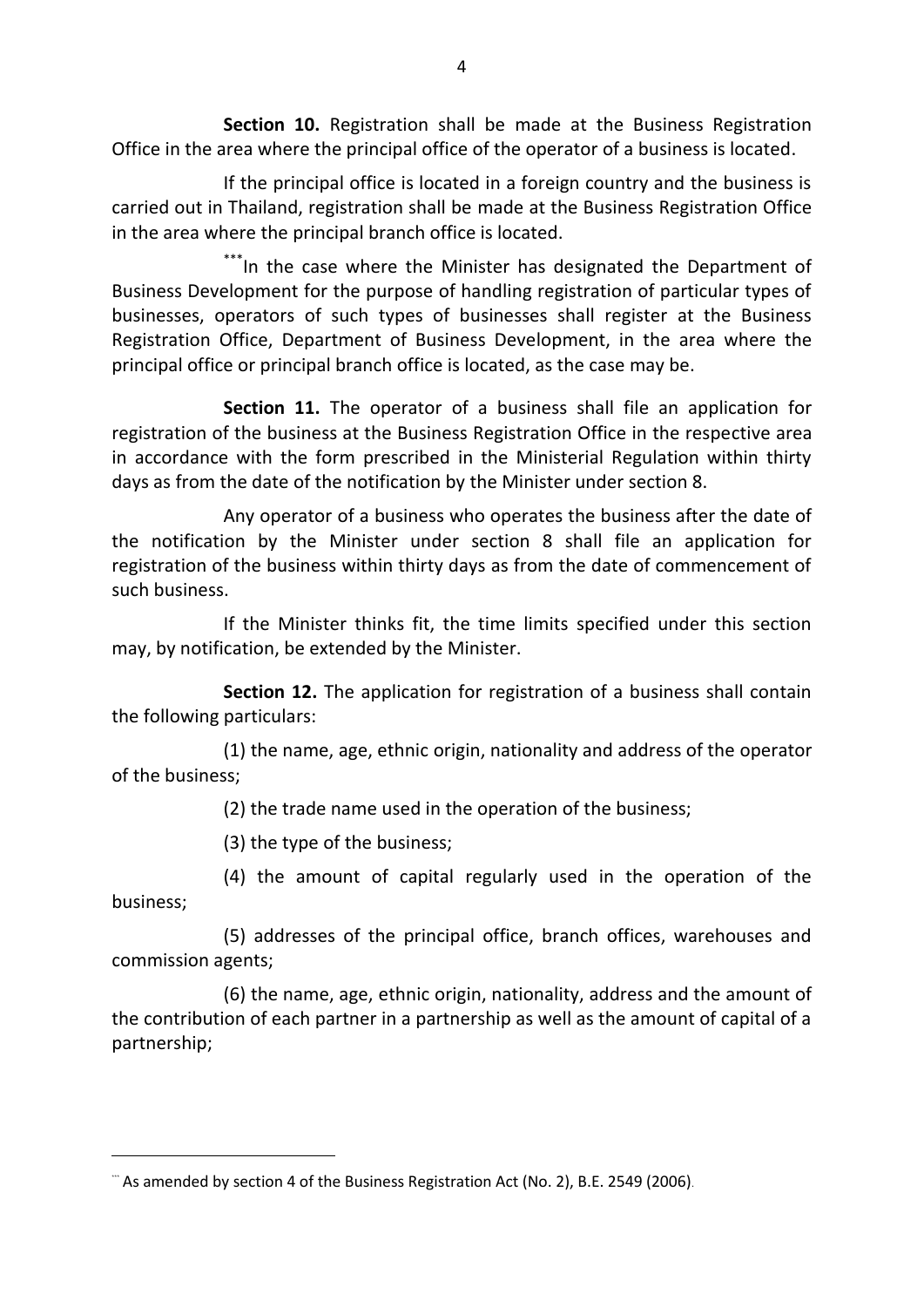**Section 10.** Registration shall be made at the Business Registration Office in the area where the principal office of the operator of a business is located.

If the principal office is located in a foreign country and the business is carried out in Thailand, registration shall be made at the Business Registration Office in the area where the principal branch office is located.

[***]In the case where the Minister has designated the Department of Business Development for the purpose of handling registration of particular types of businesses, operators of such types of businesses shall register at the Business Registration Office, Department of Business Development, in the area where the principal office or principal branch office is located, as the case may be.

**Section 11.** The operator of a business shall file an application for registration of the business at the Business Registration Office in the respective area in accordance with the form prescribed in the Ministerial Regulation within thirty days as from the date of the notification by the Minister under section 8.

Any operator of a business who operates the business after the date of the notification by the Minister under section 8 shall file an application for registration of the business within thirty days as from the date of commencement of such business.

If the Minister thinks fit, the time limits specified under this section may, by notification, be extended by the Minister.

**Section 12.** The application for registration of a business shall contain the following particulars:

(1) the name, age, ethnic origin, nationality and address of the operator of the business;

(2) the trade name used in the operation of the business;

(3) the type of the business;

(4) the amount of capital regularly used in the operation of the business;

(5) addresses of the principal office, branch offices, warehouses and commission agents;

(6) the name, age, ethnic origin, nationality, address and the amount of the contribution of each partner in a partnership as well as the amount of capital of a partnership;

---

[***] As amended by section 4 of the Business Registration Act (No. 2), B.E. 2549 (2006).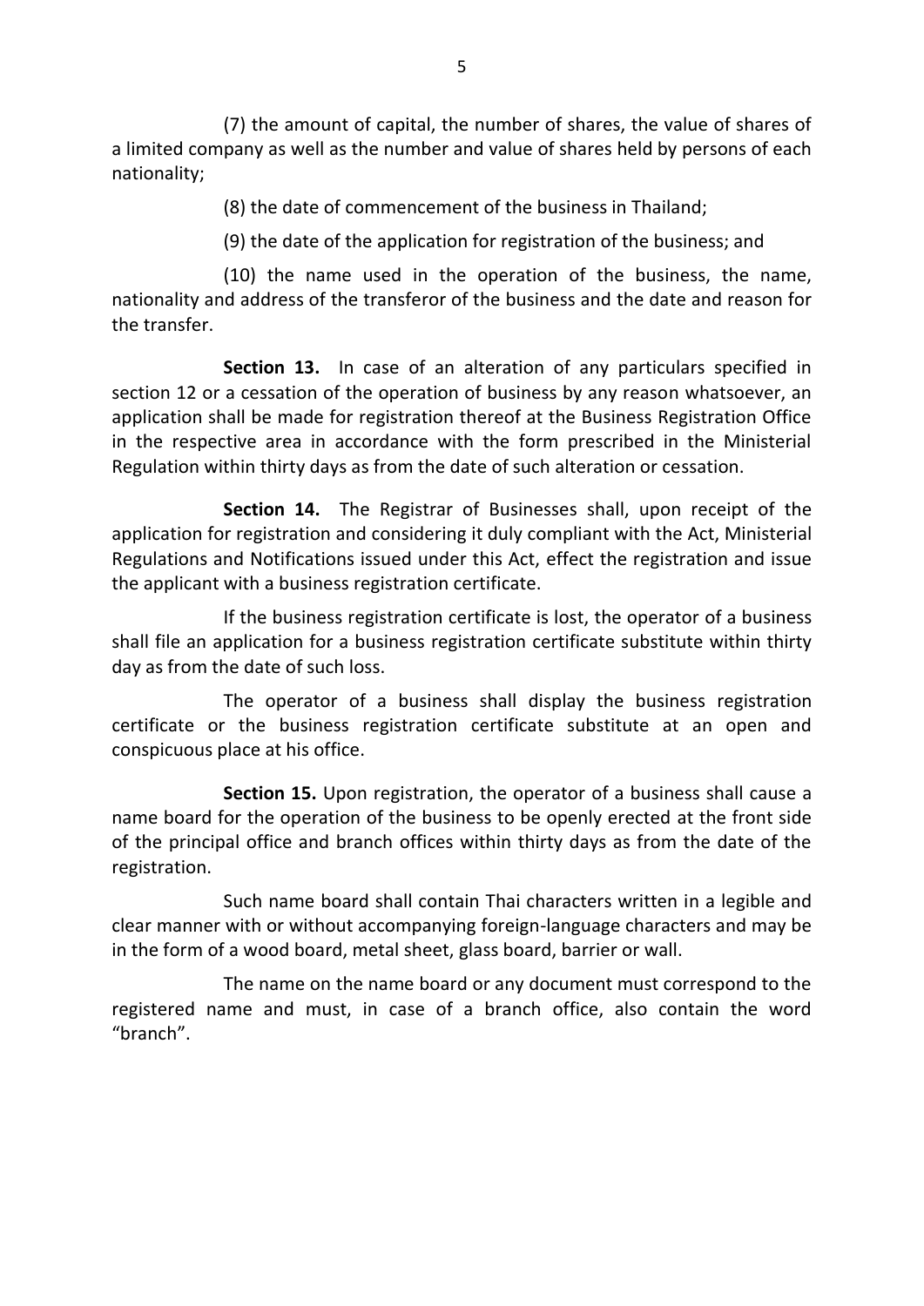(7) the amount of capital, the number of shares, the value of shares of a limited company as well as the number and value of shares held by persons of each nationality;

(8) the date of commencement of the business in Thailand;

(9) the date of the application for registration of the business; and

(10) the name used in the operation of the business, the name, nationality and address of the transferor of the business and the date and reason for the transfer.

**Section 13.** In case of an alteration of any particulars specified in section 12 or a cessation of the operation of business by any reason whatsoever, an application shall be made for registration thereof at the Business Registration Office in the respective area in accordance with the form prescribed in the Ministerial Regulation within thirty days as from the date of such alteration or cessation.

**Section 14.** The Registrar of Businesses shall, upon receipt of the application for registration and considering it duly compliant with the Act, Ministerial Regulations and Notifications issued under this Act, effect the registration and issue the applicant with a business registration certificate.

If the business registration certificate is lost, the operator of a business shall file an application for a business registration certificate substitute within thirty day as from the date of such loss.

The operator of a business shall display the business registration certificate or the business registration certificate substitute at an open and conspicuous place at his office.

**Section 15.** Upon registration, the operator of a business shall cause a name board for the operation of the business to be openly erected at the front side of the principal office and branch offices within thirty days as from the date of the registration.

Such name board shall contain Thai characters written in a legible and clear manner with or without accompanying foreign-language characters and may be in the form of a wood board, metal sheet, glass board, barrier or wall.

The name on the name board or any document must correspond to the registered name and must, in case of a branch office, also contain the word "branch".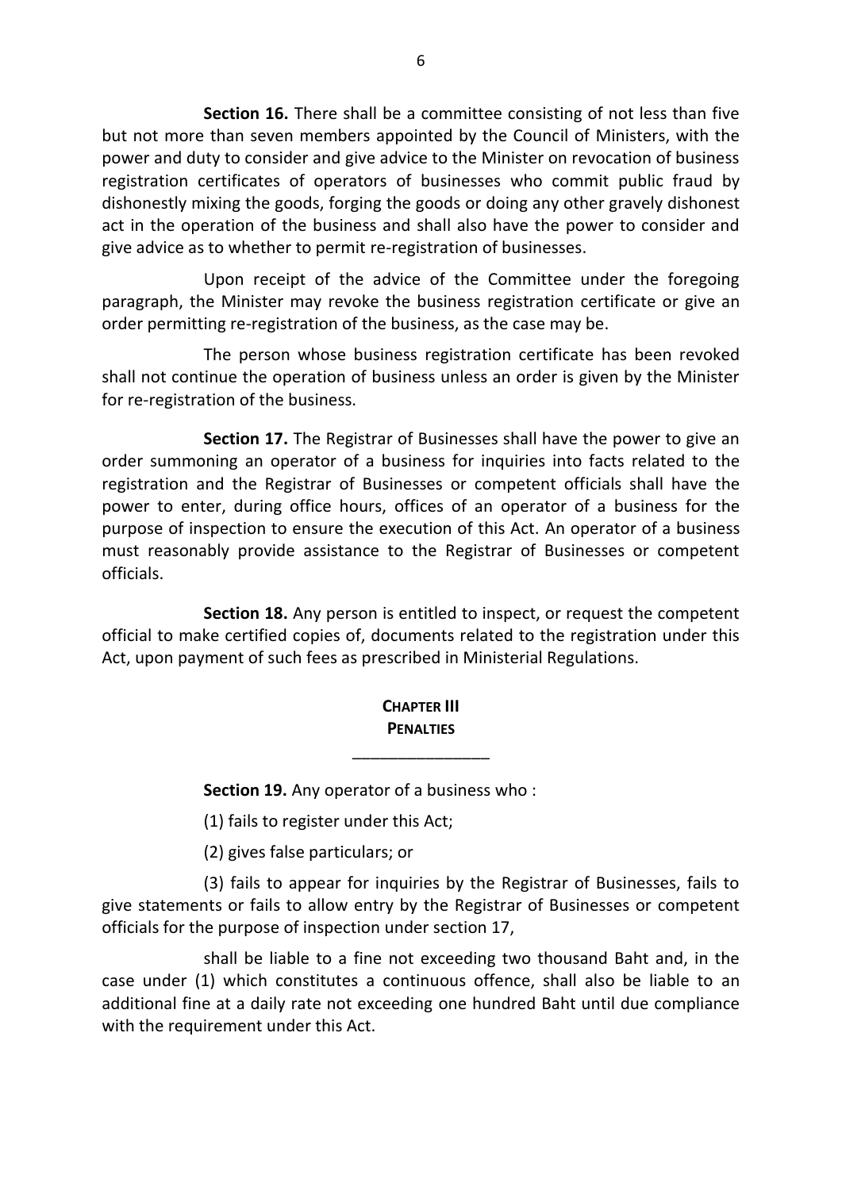**Section 16.** There shall be a committee consisting of not less than five but not more than seven members appointed by the Council of Ministers, with the power and duty to consider and give advice to the Minister on revocation of business registration certificates of operators of businesses who commit public fraud by dishonestly mixing the goods, forging the goods or doing any other gravely dishonest act in the operation of the business and shall also have the power to consider and give advice as to whether to permit re-registration of businesses.

Upon receipt of the advice of the Committee under the foregoing paragraph, the Minister may revoke the business registration certificate or give an order permitting re-registration of the business, as the case may be.

The person whose business registration certificate has been revoked shall not continue the operation of business unless an order is given by the Minister for re-registration of the business.

**Section 17.** The Registrar of Businesses shall have the power to give an order summoning an operator of a business for inquiries into facts related to the registration and the Registrar of Businesses or competent officials shall have the power to enter, during office hours, offices of an operator of a business for the purpose of inspection to ensure the execution of this Act. An operator of a business must reasonably provide assistance to the Registrar of Businesses or competent officials.

**Section 18.** Any person is entitled to inspect, or request the competent official to make certified copies of, documents related to the registration under this Act, upon payment of such fees as prescribed in Ministerial Regulations.

## CHAPTER III
## PENALTIES

_______________

**Section 19.** Any operator of a business who :

(1) fails to register under this Act;

(2) gives false particulars; or

(3) fails to appear for inquiries by the Registrar of Businesses, fails to give statements or fails to allow entry by the Registrar of Businesses or competent officials for the purpose of inspection under section 17,

shall be liable to a fine not exceeding two thousand Baht and, in the case under (1) which constitutes a continuous offence, shall also be liable to an additional fine at a daily rate not exceeding one hundred Baht until due compliance with the requirement under this Act.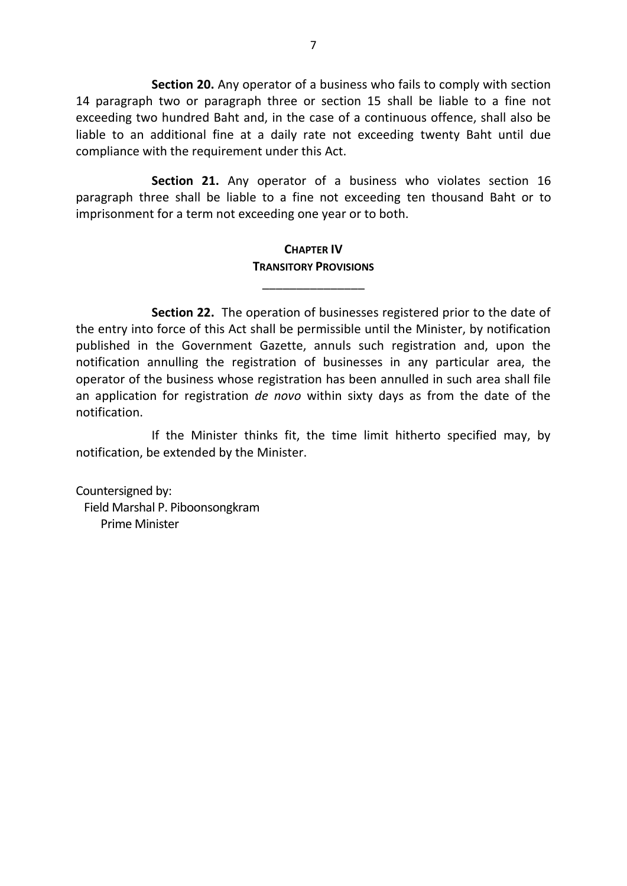**Section 20.** Any operator of a business who fails to comply with section 14 paragraph two or paragraph three or section 15 shall be liable to a fine not exceeding two hundred Baht and, in the case of a continuous offence, shall also be liable to an additional fine at a daily rate not exceeding twenty Baht until due compliance with the requirement under this Act.

**Section 21.** Any operator of a business who violates section 16 paragraph three shall be liable to a fine not exceeding ten thousand Baht or to imprisonment for a term not exceeding one year or to both.

## CHAPTER IV
## TRANSITORY PROVISIONS

---

**Section 22.** The operation of businesses registered prior to the date of the entry into force of this Act shall be permissible until the Minister, by notification published in the Government Gazette, annuls such registration and, upon the notification annulling the registration of businesses in any particular area, the operator of the business whose registration has been annulled in such area shall file an application for registration *de novo* within sixty days as from the date of the notification.

If the Minister thinks fit, the time limit hitherto specified may, by notification, be extended by the Minister.

Countersigned by:
Field Marshal P. Piboonsongkram
Prime Minister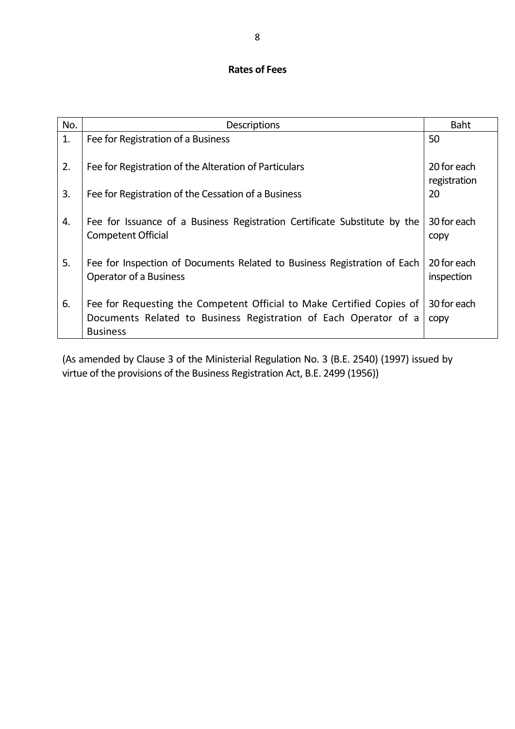**Rates of Fees**

| No. | Descriptions | Baht |
|---|---|---|
| 1. | Fee for Registration of a Business | 50 |
| 2. | Fee for Registration of the Alteration of Particulars | 20 for each registration |
| 3. | Fee for Registration of the Cessation of a Business | 20 |
| 4. | Fee for Issuance of a Business Registration Certificate Substitute by the Competent Official | 30 for each copy |
| 5. | Fee for Inspection of Documents Related to Business Registration of Each Operator of a Business | 20 for each inspection |
| 6. | Fee for Requesting the Competent Official to Make Certified Copies of Documents Related to Business Registration of Each Operator of a Business | 30 for each copy |

(As amended by Clause 3 of the Ministerial Regulation No. 3 (B.E. 2540) (1997) issued by virtue of the provisions of the Business Registration Act, B.E. 2499 (1956))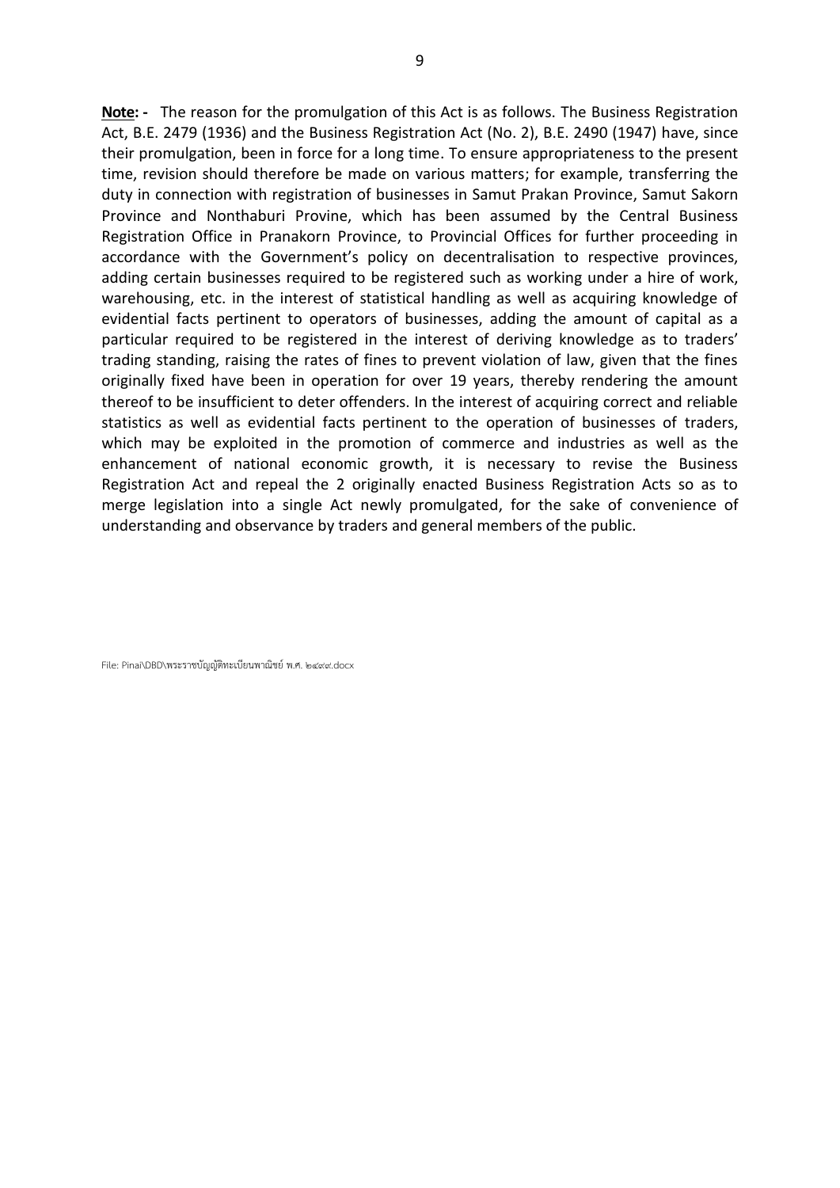**Note: -** The reason for the promulgation of this Act is as follows. The Business Registration Act, B.E. 2479 (1936) and the Business Registration Act (No. 2), B.E. 2490 (1947) have, since their promulgation, been in force for a long time. To ensure appropriateness to the present time, revision should therefore be made on various matters; for example, transferring the duty in connection with registration of businesses in Samut Prakan Province, Samut Sakorn Province and Nonthaburi Provine, which has been assumed by the Central Business Registration Office in Pranakorn Province, to Provincial Offices for further proceeding in accordance with the Government's policy on decentralisation to respective provinces, adding certain businesses required to be registered such as working under a hire of work, warehousing, etc. in the interest of statistical handling as well as acquiring knowledge of evidential facts pertinent to operators of businesses, adding the amount of capital as a particular required to be registered in the interest of deriving knowledge as to traders' trading standing, raising the rates of fines to prevent violation of law, given that the fines originally fixed have been in operation for over 19 years, thereby rendering the amount thereof to be insufficient to deter offenders. In the interest of acquiring correct and reliable statistics as well as evidential facts pertinent to the operation of businesses of traders, which may be exploited in the promotion of commerce and industries as well as the enhancement of national economic growth, it is necessary to revise the Business Registration Act and repeal the 2 originally enacted Business Registration Acts so as to merge legislation into a single Act newly promulgated, for the sake of convenience of understanding and observance by traders and general members of the public.

File: Pinai\DBD\พระราชบัญญัติทะเบียนพาณิชย์ พ.ศ. ๒๔๙๙.docx